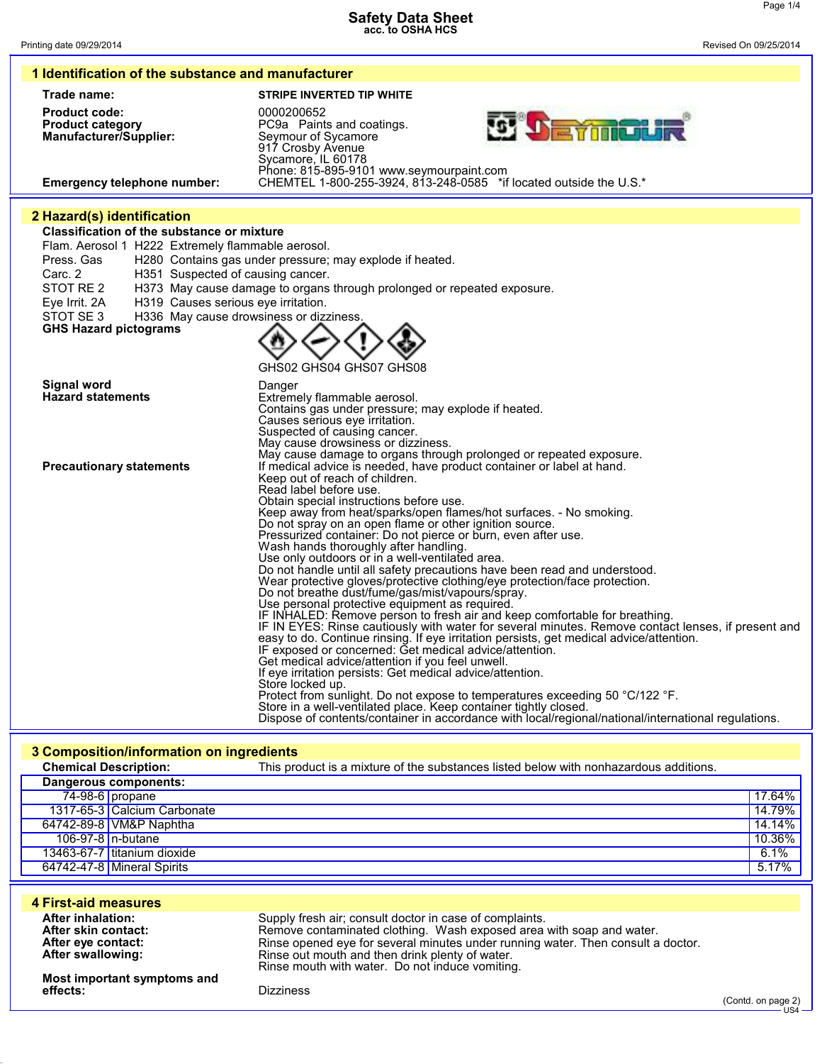# Safety Data Sheet
acc. to OSHA HCS

Printing date 09/29/2014 Revised On 09/25/2014

## 1 Identification of the substance and manufacturer

**Trade name:** STRIPE INVERTED TIP WHITE

**Product code:** 0000200652

**Product category** PC9a Paints and coatings.

**Manufacturer/Supplier:**
Seymour of Sycamore
917 Crosby Avenue
Sycamore, IL 60178
Phone: 815-895-9101 www.seymourpaint.com

**Emergency telephone number:** CHEMTEL 1-800-255-3924, 813-248-0585 *if located outside the U.S.*

## 2 Hazard(s) identification

**Classification of the substance or mixture**

Flam. Aerosol 1 H222 Extremely flammable aerosol.
Press. Gas H280 Contains gas under pressure; may explode if heated.
Carc. 2 H351 Suspected of causing cancer.
STOT RE 2 H373 May cause damage to organs through prolonged or repeated exposure.
Eye Irrit. 2A H319 Causes serious eye irritation.
STOT SE 3 H336 May cause drowsiness or dizziness.

**GHS Hazard pictograms**

GHS02 GHS04 GHS07 GHS08

**Signal word** Danger

**Hazard statements**
Extremely flammable aerosol.
Contains gas under pressure; may explode if heated.
Causes serious eye irritation.
Suspected of causing cancer.
May cause drowsiness or dizziness.
May cause damage to organs through prolonged or repeated exposure.

**Precautionary statements**
If medical advice is needed, have product container or label at hand.
Keep out of reach of children.
Read label before use.
Obtain special instructions before use.
Keep away from heat/sparks/open flames/hot surfaces. - No smoking.
Do not spray on an open flame or other ignition source.
Pressurized container: Do not pierce or burn, even after use.
Wash hands thoroughly after handling.
Use only outdoors or in a well-ventilated area.
Do not handle until all safety precautions have been read and understood.
Wear protective gloves/protective clothing/eye protection/face protection.
Do not breathe dust/fume/gas/mist/vapours/spray.
Use personal protective equipment as required.
IF INHALED: Remove person to fresh air and keep comfortable for breathing.
IF IN EYES: Rinse cautiously with water for several minutes. Remove contact lenses, if present and easy to do. Continue rinsing. If eye irritation persists, get medical advice/attention.
IF exposed or concerned: Get medical advice/attention.
Get medical advice/attention if you feel unwell.
If eye irritation persists: Get medical advice/attention.
Store locked up.
Protect from sunlight. Do not expose to temperatures exceeding 50 °C/122 °F.
Store in a well-ventilated place. Keep container tightly closed.
Dispose of contents/container in accordance with local/regional/national/international regulations.

## 3 Composition/information on ingredients

**Chemical Description:** This product is a mixture of the substances listed below with nonhazardous additions.

**Dangerous components:**

| CAS | Component | % |
|---|---|---|
| 74-98-6 | propane | 17.64% |
| 1317-65-3 | Calcium Carbonate | 14.79% |
| 64742-89-8 | VM&P Naphtha | 14.14% |
| 106-97-8 | n-butane | 10.36% |
| 13463-67-7 | titanium dioxide | 6.1% |
| 64742-47-8 | Mineral Spirits | 5.17% |

## 4 First-aid measures

**After inhalation:** Supply fresh air; consult doctor in case of complaints.

**After skin contact:** Remove contaminated clothing. Wash exposed area with soap and water.

**After eye contact:** Rinse opened eye for several minutes under running water. Then consult a doctor.

**After swallowing:** Rinse out mouth and then drink plenty of water.
Rinse mouth with water. Do not induce vomiting.

**Most important symptoms and effects:** Dizziness

(Contd. on page 2)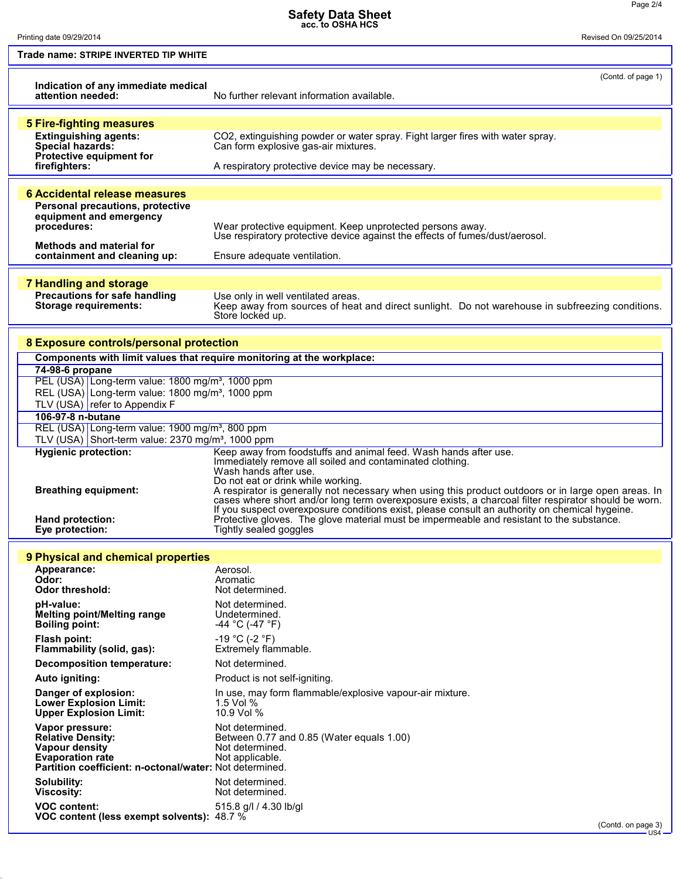# Safety Data Sheet
acc. to OSHA HCS

Printing date 09/29/2014 | Revised On 09/25/2014

**Trade name: STRIPE INVERTED TIP WHITE**

(Contd. of page 1)

**Indication of any immediate medical attention needed:** No further relevant information available.

## 5 Fire-fighting measures

**Extinguishing agents:** $CO_2$, extinguishing powder or water spray. Fight larger fires with water spray.
**Special hazards:** Can form explosive gas-air mixtures.
**Protective equipment for firefighters:** A respiratory protective device may be necessary.

## 6 Accidental release measures

**Personal precautions, protective equipment and emergency procedures:** Wear protective equipment. Keep unprotected persons away.
Use respiratory protective device against the effects of fumes/dust/aerosol.
**Methods and material for containment and cleaning up:** Ensure adequate ventilation.

## 7 Handling and storage

**Precautions for safe handling** Use only in well ventilated areas.
**Storage requirements:** Keep away from sources of heat and direct sunlight. Do not warehouse in subfreezing conditions.
Store locked up.

## 8 Exposure controls/personal protection

**Components with limit values that require monitoring at the workplace:**

| | |
|---|---|
| **74-98-6 propane** | |
| PEL (USA) | Long-term value: 1800 mg/m³, 1000 ppm |
| REL (USA) | Long-term value: 1800 mg/m³, 1000 ppm |
| TLV (USA) | refer to Appendix F |
| **106-97-8 n-butane** | |
| REL (USA) | Long-term value: 1900 mg/m³, 800 ppm |
| TLV (USA) | Short-term value: 2370 mg/m³, 1000 ppm |

**Hygienic protection:** Keep away from foodstuffs and animal feed. Wash hands after use.
Immediately remove all soiled and contaminated clothing.
Wash hands after use.
Do not eat or drink while working.
**Breathing equipment:** A respirator is generally not necessary when using this product outdoors or in large open areas. In cases where short and/or long term overexposure exists, a charcoal filter respirator should be worn. If you suspect overexposure conditions exist, please consult an authority on chemical hygiene.
**Hand protection:** Protective gloves. The glove material must be impermeable and resistant to the substance.
**Eye protection:** Tightly sealed goggles

## 9 Physical and chemical properties

**Appearance:** Aerosol.
**Odor:** Aromatic
**Odor threshold:** Not determined.

**pH-value:** Not determined.
**Melting point/Melting range** Undetermined.
**Boiling point:** -44 °C (-47 °F)

**Flash point:** -19 °C (-2 °F)
**Flammability (solid, gas):** Extremely flammable.

**Decomposition temperature:** Not determined.

**Auto igniting:** Product is not self-igniting.

**Danger of explosion:** In use, may form flammable/explosive vapour-air mixture.
**Lower Explosion Limit:** 1.5 Vol %
**Upper Explosion Limit:** 10.9 Vol %

**Vapor pressure:** Not determined.
**Relative Density:** Between 0.77 and 0.85 (Water equals 1.00)
**Vapour density** Not determined.
**Evaporation rate** Not applicable.
**Partition coefficient: n-octonal/water:** Not determined.

**Solubility:** Not determined.
**Viscosity:** Not determined.

**VOC content:** 515.8 g/l / 4.30 lb/gl
**VOC content (less exempt solvents):** 48.7 %

(Contd. on page 3)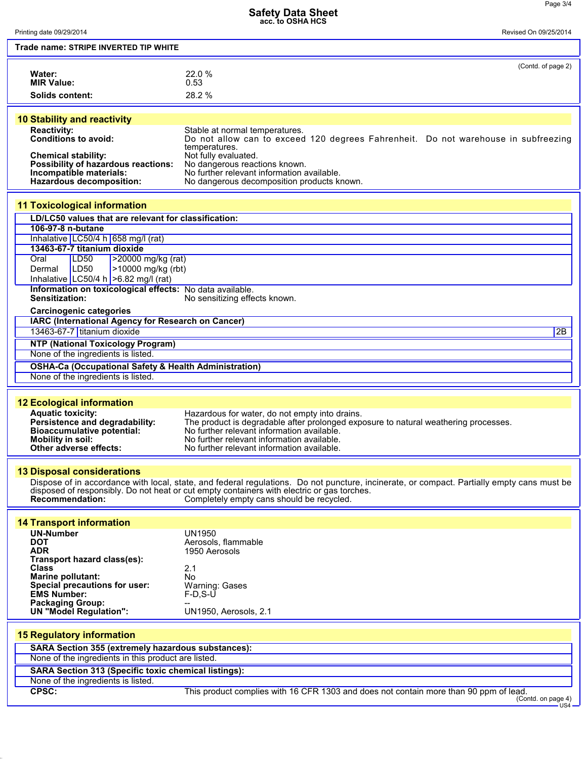**Trade name: STRIPE INVERTED TIP WHITE**

(Contd. of page 2)

**Water:** 22.0 %
**MIR Value:** 0.53
**Solids content:** 28.2 %

## 10 Stability and reactivity

**Reactivity:** Stable at normal temperatures.
**Conditions to avoid:** Do not allow can to exceed 120 degrees Fahrenheit. Do not warehouse in subfreezing temperatures.
**Chemical stability:** Not fully evaluated.
**Possibility of hazardous reactions:** No dangerous reactions known.
**Incompatible materials:** No further relevant information available.
**Hazardous decomposition:** No dangerous decomposition products known.

## 11 Toxicological information

**LD/LC50 values that are relevant for classification:**

| | | |
|---|---|---|
| **106-97-8 n-butane** | | |
| Inhalative | LC50/4 h | 658 mg/l (rat) |
| **13463-67-7 titanium dioxide** | | |
| Oral | LD50 | >20000 mg/kg (rat) |
| Dermal | LD50 | >10000 mg/kg (rbt) |
| Inhalative | LC50/4 h | >6.82 mg/l (rat) |

**Information on toxicological effects:** No data available.
**Sensitization:** No sensitizing effects known.

**Carcinogenic categories**

**IARC (International Agency for Research on Cancer)**

| | | |
|---|---|---|
| 13463-67-7 | titanium dioxide | 2B |

**NTP (National Toxicology Program)**

None of the ingredients is listed.

**OSHA-Ca (Occupational Safety & Health Administration)**

None of the ingredients is listed.

## 12 Ecological information

**Aquatic toxicity:** Hazardous for water, do not empty into drains.
**Persistence and degradability:** The product is degradable after prolonged exposure to natural weathering processes.
**Bioaccumulative potential:** No further relevant information available.
**Mobility in soil:** No further relevant information available.
**Other adverse effects:** No further relevant information available.

## 13 Disposal considerations

Dispose of in accordance with local, state, and federal regulations. Do not puncture, incinerate, or compact. Partially empty cans must be disposed of responsibly. Do not heat or cut empty containers with electric or gas torches.
**Recommendation:** Completely empty cans should be recycled.

## 14 Transport information

**UN-Number** UN1950
**DOT** Aerosols, flammable
**ADR** 1950 Aerosols
**Transport hazard class(es):**
**Class** 2.1
**Marine pollutant:** No
**Special precautions for user:** Warning: Gases
**EMS Number:** F-D,S-U
**Packaging Group:** --
**UN "Model Regulation":** UN1950, Aerosols, 2.1

## 15 Regulatory information

**SARA Section 355 (extremely hazardous substances):**

None of the ingredients in this product are listed.

**SARA Section 313 (Specific toxic chemical listings):**

None of the ingredients is listed.

**CPSC:** This product complies with 16 CFR 1303 and does not contain more than 90 ppm of lead.

(Contd. on page 4)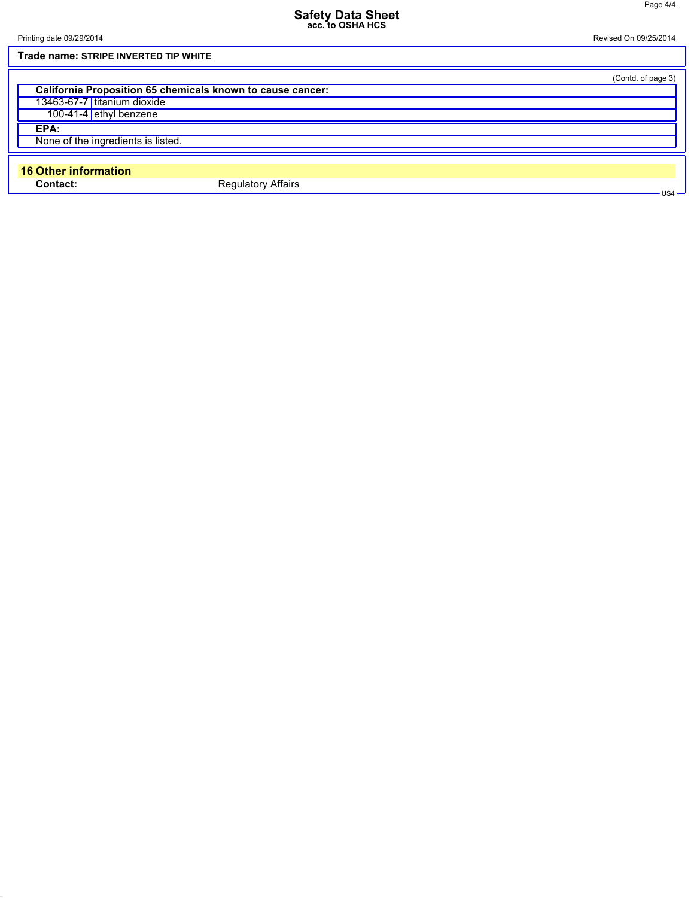**Trade name: STRIPE INVERTED TIP WHITE**

(Contd. of page 3)

**California Proposition 65 chemicals known to cause cancer:**

| | |
|---|---|
| 13463-67-7 | titanium dioxide |
| 100-41-4 | ethyl benzene |

**EPA:**

None of the ingredients is listed.

## 16 Other information

**Contact:** Regulatory Affairs